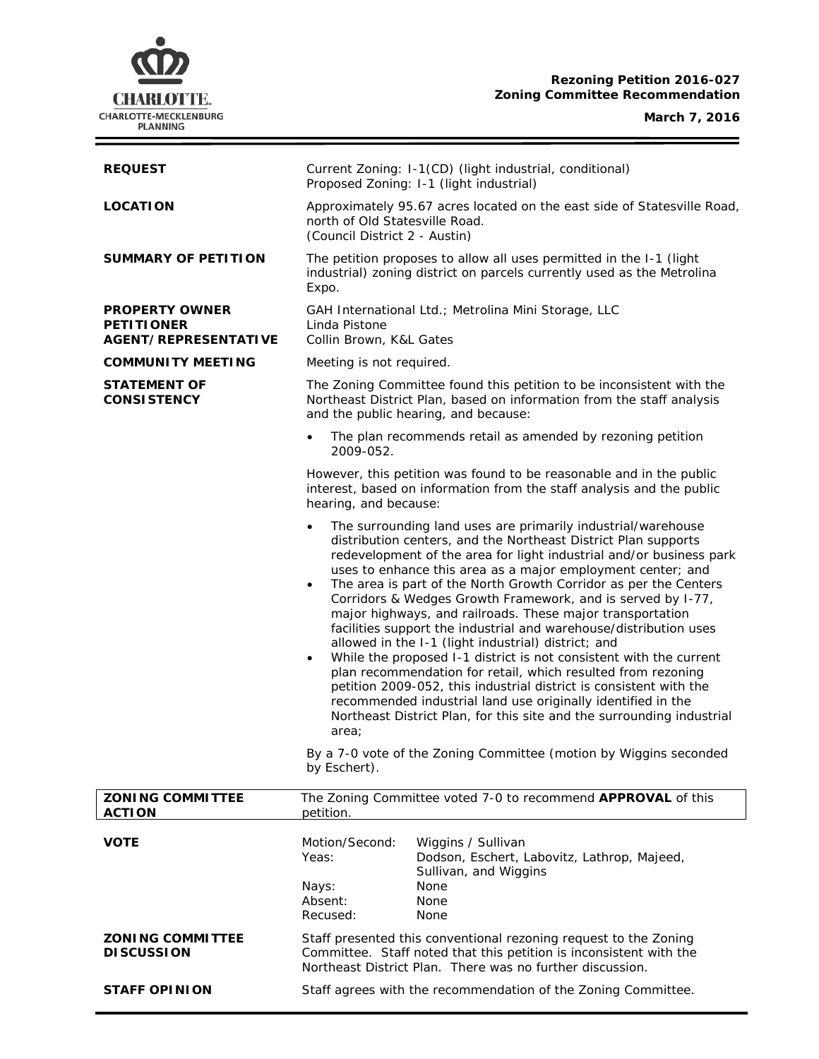**Rezoning Petition 2016-027**
**Zoning Committee Recommendation**

**March 7, 2016**

| | |
|---|---|
| **REQUEST** | Current Zoning: I-1(CD) (light industrial, conditional)<br>Proposed Zoning: I-1 (light industrial) |
| **LOCATION** | Approximately 95.67 acres located on the east side of Statesville Road, north of Old Statesville Road.<br>(Council District 2 - Austin) |
| **SUMMARY OF PETITION** | The petition proposes to allow all uses permitted in the I-1 (light industrial) zoning district on parcels currently used as the Metrolina Expo. |
| **PROPERTY OWNER**<br>**PETITIONER**<br>**AGENT/REPRESENTATIVE** | GAH International Ltd.; Metrolina Mini Storage, LLC<br>Linda Pistone<br>Collin Brown, K&L Gates |
| **COMMUNITY MEETING** | Meeting is not required. |

**STATEMENT OF CONSISTENCY**

The Zoning Committee found this petition to be inconsistent with the Northeast District Plan, based on information from the staff analysis and the public hearing, and because:

- The plan recommends retail as amended by rezoning petition 2009-052.

However, this petition was found to be reasonable and in the public interest, based on information from the staff analysis and the public hearing, and because:

- The surrounding land uses are primarily industrial/warehouse distribution centers, and the Northeast District Plan supports redevelopment of the area for light industrial and/or business park uses to enhance this area as a major employment center; and
- The area is part of the North Growth Corridor as per the Centers Corridors & Wedges Growth Framework, and is served by I-77, major highways, and railroads. These major transportation facilities support the industrial and warehouse/distribution uses allowed in the I-1 (light industrial) district; and
- While the proposed I-1 district is not consistent with the current plan recommendation for retail, which resulted from rezoning petition 2009-052, this industrial district is consistent with the recommended industrial land use originally identified in the Northeast District Plan, for this site and the surrounding industrial area;

By a 7-0 vote of the Zoning Committee (motion by Wiggins seconded by Eschert).

| | |
|---|---|
| **ZONING COMMITTEE ACTION** | The Zoning Committee voted 7-0 to recommend **APPROVAL** of this petition. |

**VOTE**

| | |
|---|---|
| Motion/Second: | Wiggins / Sullivan |
| Yeas: | Dodson, Eschert, Labovitz, Lathrop, Majeed, Sullivan, and Wiggins |
| Nays: | None |
| Absent: | None |
| Recused: | None |

| | |
|---|---|
| **ZONING COMMITTEE DISCUSSION** | Staff presented this conventional rezoning request to the Zoning Committee. Staff noted that this petition is inconsistent with the Northeast District Plan. There was no further discussion. |
| **STAFF OPINION** | Staff agrees with the recommendation of the Zoning Committee. |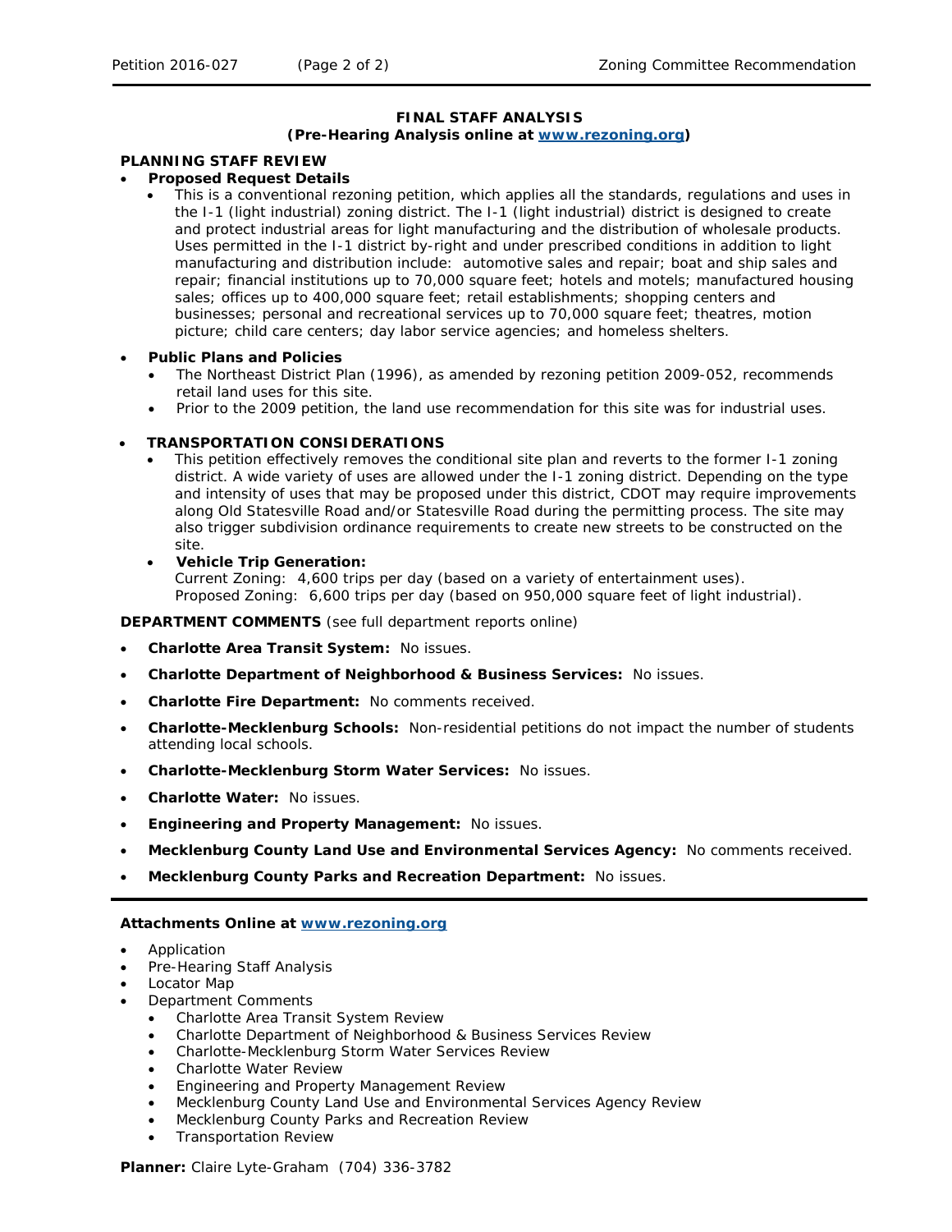**FINAL STAFF ANALYSIS**
**(Pre-Hearing Analysis online at www.rezoning.org)**

**PLANNING STAFF REVIEW**

- **Proposed Request Details**
  - This is a conventional rezoning petition, which applies all the standards, regulations and uses in the I-1 (light industrial) zoning district. The I-1 (light industrial) district is designed to create and protect industrial areas for light manufacturing and the distribution of wholesale products. Uses permitted in the I-1 district by-right and under prescribed conditions in addition to light manufacturing and distribution include: automotive sales and repair; boat and ship sales and repair; financial institutions up to 70,000 square feet; hotels and motels; manufactured housing sales; offices up to 400,000 square feet; retail establishments; shopping centers and businesses; personal and recreational services up to 70,000 square feet; theatres, motion picture; child care centers; day labor service agencies; and homeless shelters.

- **Public Plans and Policies**
  - The Northeast District Plan (1996), as amended by rezoning petition 2009-052, recommends retail land uses for this site.
  - Prior to the 2009 petition, the land use recommendation for this site was for industrial uses.

- **TRANSPORTATION CONSIDERATIONS**
  - This petition effectively removes the conditional site plan and reverts to the former I-1 zoning district. A wide variety of uses are allowed under the I-1 zoning district. Depending on the type and intensity of uses that may be proposed under this district, CDOT may require improvements along Old Statesville Road and/or Statesville Road during the permitting process. The site may also trigger subdivision ordinance requirements to create new streets to be constructed on the site.
  - **Vehicle Trip Generation:**
    Current Zoning: 4,600 trips per day (based on a variety of entertainment uses).
    Proposed Zoning: 6,600 trips per day (based on 950,000 square feet of light industrial).

**DEPARTMENT COMMENTS** (see full department reports online)

- **Charlotte Area Transit System:** No issues.
- **Charlotte Department of Neighborhood & Business Services:** No issues.
- **Charlotte Fire Department:** No comments received.
- **Charlotte-Mecklenburg Schools:** Non-residential petitions do not impact the number of students attending local schools.
- **Charlotte-Mecklenburg Storm Water Services:** No issues.
- **Charlotte Water:** No issues.
- **Engineering and Property Management:** No issues.
- **Mecklenburg County Land Use and Environmental Services Agency:** No comments received.
- **Mecklenburg County Parks and Recreation Department:** No issues.

---

**Attachments Online at www.rezoning.org**

- Application
- Pre-Hearing Staff Analysis
- Locator Map
- Department Comments
  - Charlotte Area Transit System Review
  - Charlotte Department of Neighborhood & Business Services Review
  - Charlotte-Mecklenburg Storm Water Services Review
  - Charlotte Water Review
  - Engineering and Property Management Review
  - Mecklenburg County Land Use and Environmental Services Agency Review
  - Mecklenburg County Parks and Recreation Review
  - Transportation Review

**Planner:** Claire Lyte-Graham (704) 336-3782